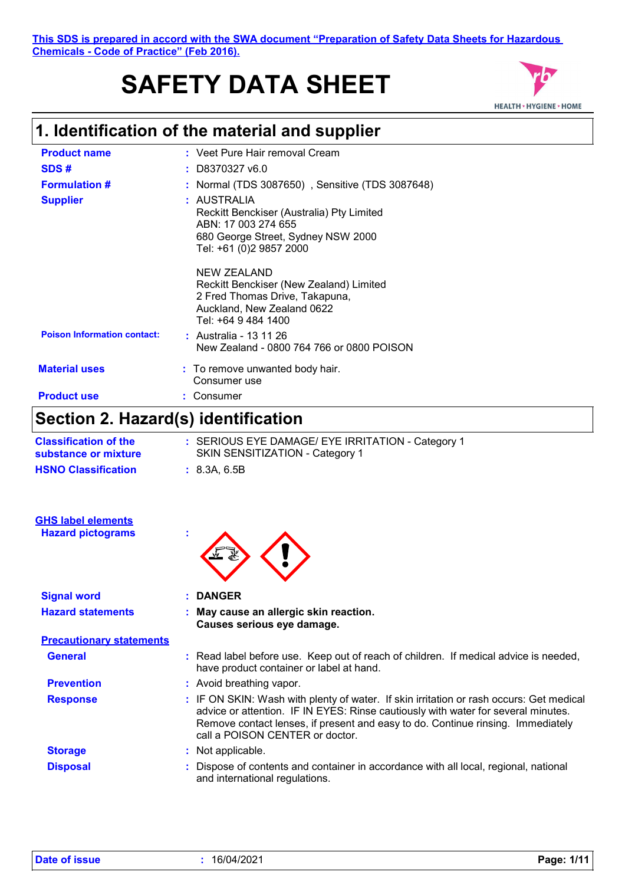**This SDS is prepared in accord with the SWA document "Preparation of Safety Data Sheets for Hazardous Chemicals - Code of Practice" (Feb 2016).**

# SAFETY DATA SHEET

HEALTH • HYGIENE • HOME

## 1. Identification of the material and supplier

**Product name** : Veet Pure Hair removal Cream

**SDS #** : D8370327 v6.0

**Formulation #** : Normal (TDS 3087650) , Sensitive (TDS 3087648)

**Supplier** : AUSTRALIA
Reckitt Benckiser (Australia) Pty Limited
ABN: 17 003 274 655
680 George Street, Sydney NSW 2000
Tel: +61 (0)2 9857 2000

NEW ZEALAND
Reckitt Benckiser (New Zealand) Limited
2 Fred Thomas Drive, Takapuna,
Auckland, New Zealand 0622
Tel: +64 9 484 1400

**Poison Information contact:** : Australia - 13 11 26
New Zealand - 0800 764 766 or 0800 POISON

**Material uses** : To remove unwanted body hair.
Consumer use

**Product use** : Consumer

## Section 2. Hazard(s) identification

**Classification of the substance or mixture** : SERIOUS EYE DAMAGE/ EYE IRRITATION - Category 1
SKIN SENSITIZATION - Category 1

**HSNO Classification** : 8.3A, 6.5B

**GHS label elements**

**Hazard pictograms** :

**Signal word** : **DANGER**

**Hazard statements** : **May cause an allergic skin reaction.**
**Causes serious eye damage.**

**Precautionary statements**

**General** : Read label before use. Keep out of reach of children. If medical advice is needed, have product container or label at hand.

**Prevention** : Avoid breathing vapor.

**Response** : IF ON SKIN: Wash with plenty of water. If skin irritation or rash occurs: Get medical advice or attention. IF IN EYES: Rinse cautiously with water for several minutes. Remove contact lenses, if present and easy to do. Continue rinsing. Immediately call a POISON CENTER or doctor.

**Storage** : Not applicable.

**Disposal** : Dispose of contents and container in accordance with all local, regional, national and international regulations.

**Date of issue** : 16/04/2021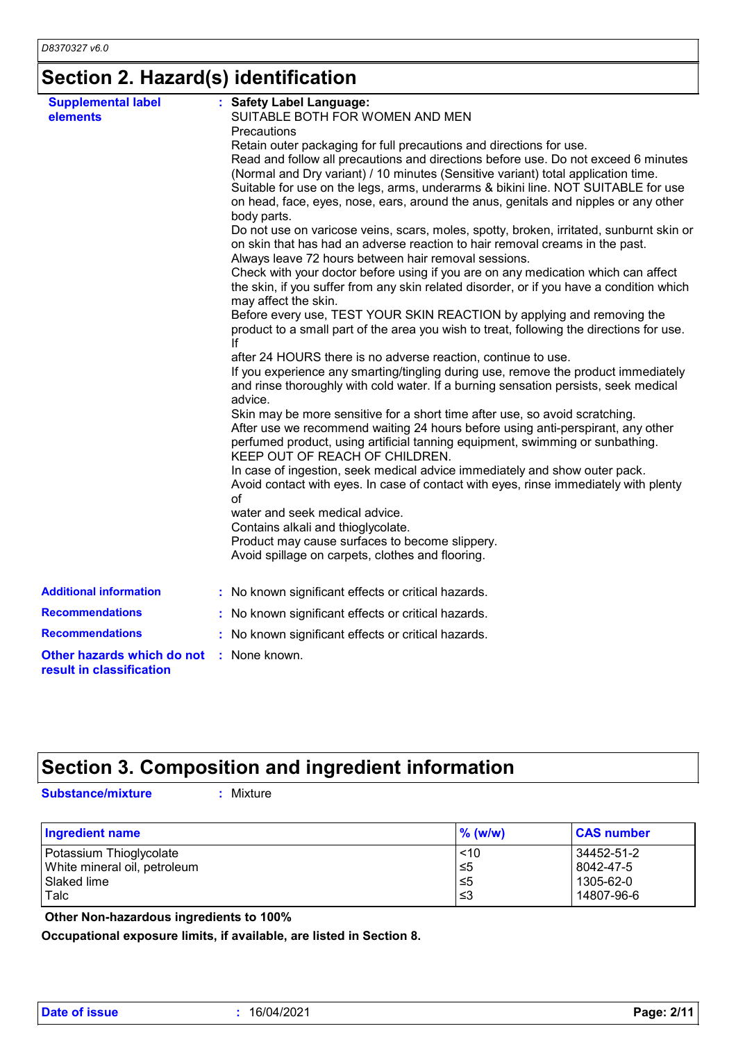## Section 2. Hazard(s) identification

**Supplemental label elements** : **Safety Label Language:**
SUITABLE BOTH FOR WOMEN AND MEN
Precautions
Retain outer packaging for full precautions and directions for use.
Read and follow all precautions and directions before use. Do not exceed 6 minutes (Normal and Dry variant) / 10 minutes (Sensitive variant) total application time.
Suitable for use on the legs, arms, underarms & bikini line. NOT SUITABLE for use on head, face, eyes, nose, ears, around the anus, genitals and nipples or any other body parts.
Do not use on varicose veins, scars, moles, spotty, broken, irritated, sunburnt skin or on skin that has had an adverse reaction to hair removal creams in the past.
Always leave 72 hours between hair removal sessions.
Check with your doctor before using if you are on any medication which can affect the skin, if you suffer from any skin related disorder, or if you have a condition which may affect the skin.
Before every use, TEST YOUR SKIN REACTION by applying and removing the product to a small part of the area you wish to treat, following the directions for use. If
after 24 HOURS there is no adverse reaction, continue to use.
If you experience any smarting/tingling during use, remove the product immediately and rinse thoroughly with cold water. If a burning sensation persists, seek medical advice.
Skin may be more sensitive for a short time after use, so avoid scratching.
After use we recommend waiting 24 hours before using anti-perspirant, any other perfumed product, using artificial tanning equipment, swimming or sunbathing.
KEEP OUT OF REACH OF CHILDREN.
In case of ingestion, seek medical advice immediately and show outer pack.
Avoid contact with eyes. In case of contact with eyes, rinse immediately with plenty of
water and seek medical advice.
Contains alkali and thioglycolate.
Product may cause surfaces to become slippery.
Avoid spillage on carpets, clothes and flooring.

**Additional information** : No known significant effects or critical hazards.

**Recommendations** : No known significant effects or critical hazards.

**Recommendations** : No known significant effects or critical hazards.

**Other hazards which do not result in classification** : None known.

## Section 3. Composition and ingredient information

**Substance/mixture** : Mixture

| Ingredient name | % (w/w) | CAS number |
|---|---|---|
| Potassium Thioglycolate | <10 | 34452-51-2 |
| White mineral oil, petroleum | ≤5 | 8042-47-5 |
| Slaked lime | ≤5 | 1305-62-0 |
| Talc | ≤3 | 14807-96-6 |

**Other Non-hazardous ingredients to 100%**

**Occupational exposure limits, if available, are listed in Section 8.**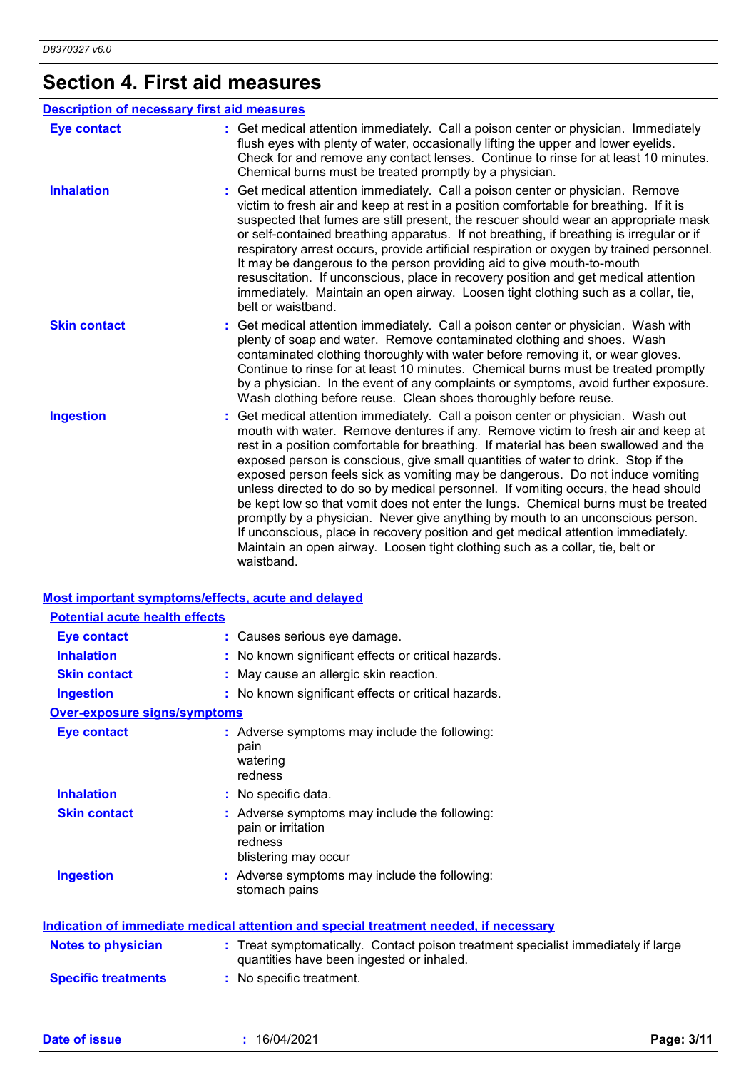# Section 4. First aid measures

## Description of necessary first aid measures

**Eye contact** : Get medical attention immediately. Call a poison center or physician. Immediately flush eyes with plenty of water, occasionally lifting the upper and lower eyelids. Check for and remove any contact lenses. Continue to rinse for at least 10 minutes. Chemical burns must be treated promptly by a physician.

**Inhalation** : Get medical attention immediately. Call a poison center or physician. Remove victim to fresh air and keep at rest in a position comfortable for breathing. If it is suspected that fumes are still present, the rescuer should wear an appropriate mask or self-contained breathing apparatus. If not breathing, if breathing is irregular or if respiratory arrest occurs, provide artificial respiration or oxygen by trained personnel. It may be dangerous to the person providing aid to give mouth-to-mouth resuscitation. If unconscious, place in recovery position and get medical attention immediately. Maintain an open airway. Loosen tight clothing such as a collar, tie, belt or waistband.

**Skin contact** : Get medical attention immediately. Call a poison center or physician. Wash with plenty of soap and water. Remove contaminated clothing and shoes. Wash contaminated clothing thoroughly with water before removing it, or wear gloves. Continue to rinse for at least 10 minutes. Chemical burns must be treated promptly by a physician. In the event of any complaints or symptoms, avoid further exposure. Wash clothing before reuse. Clean shoes thoroughly before reuse.

**Ingestion** : Get medical attention immediately. Call a poison center or physician. Wash out mouth with water. Remove dentures if any. Remove victim to fresh air and keep at rest in a position comfortable for breathing. If material has been swallowed and the exposed person is conscious, give small quantities of water to drink. Stop if the exposed person feels sick as vomiting may be dangerous. Do not induce vomiting unless directed to do so by medical personnel. If vomiting occurs, the head should be kept low so that vomit does not enter the lungs. Chemical burns must be treated promptly by a physician. Never give anything by mouth to an unconscious person. If unconscious, place in recovery position and get medical attention immediately. Maintain an open airway. Loosen tight clothing such as a collar, tie, belt or waistband.

## Most important symptoms/effects, acute and delayed

### Potential acute health effects

**Eye contact** : Causes serious eye damage.

**Inhalation** : No known significant effects or critical hazards.

**Skin contact** : May cause an allergic skin reaction.

**Ingestion** : No known significant effects or critical hazards.

### Over-exposure signs/symptoms

**Eye contact** : Adverse symptoms may include the following:
pain
watering
redness

**Inhalation** : No specific data.

**Skin contact** : Adverse symptoms may include the following:
pain or irritation
redness
blistering may occur

**Ingestion** : Adverse symptoms may include the following:
stomach pains

## Indication of immediate medical attention and special treatment needed, if necessary

**Notes to physician** : Treat symptomatically. Contact poison treatment specialist immediately if large quantities have been ingested or inhaled.

**Specific treatments** : No specific treatment.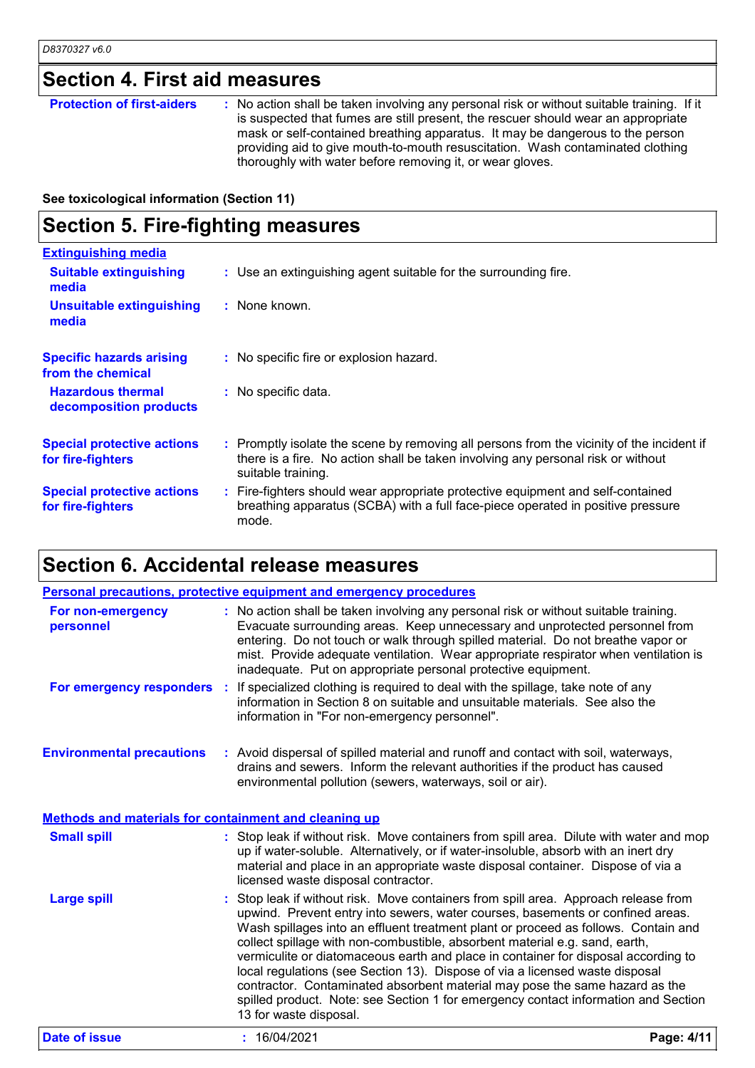## Section 4. First aid measures

**Protection of first-aiders** : No action shall be taken involving any personal risk or without suitable training. If it is suspected that fumes are still present, the rescuer should wear an appropriate mask or self-contained breathing apparatus. It may be dangerous to the person providing aid to give mouth-to-mouth resuscitation. Wash contaminated clothing thoroughly with water before removing it, or wear gloves.

**See toxicological information (Section 11)**

## Section 5. Fire-fighting measures

### Extinguishing media

**Suitable extinguishing media** : Use an extinguishing agent suitable for the surrounding fire.

**Unsuitable extinguishing media** : None known.

**Specific hazards arising from the chemical** : No specific fire or explosion hazard.

**Hazardous thermal decomposition products** : No specific data.

**Special protective actions for fire-fighters** : Promptly isolate the scene by removing all persons from the vicinity of the incident if there is a fire. No action shall be taken involving any personal risk or without suitable training.

**Special protective actions for fire-fighters** : Fire-fighters should wear appropriate protective equipment and self-contained breathing apparatus (SCBA) with a full face-piece operated in positive pressure mode.

## Section 6. Accidental release measures

### Personal precautions, protective equipment and emergency procedures

**For non-emergency personnel** : No action shall be taken involving any personal risk or without suitable training. Evacuate surrounding areas. Keep unnecessary and unprotected personnel from entering. Do not touch or walk through spilled material. Do not breathe vapor or mist. Provide adequate ventilation. Wear appropriate respirator when ventilation is inadequate. Put on appropriate personal protective equipment.

**For emergency responders** : If specialized clothing is required to deal with the spillage, take note of any information in Section 8 on suitable and unsuitable materials. See also the information in "For non-emergency personnel".

**Environmental precautions** : Avoid dispersal of spilled material and runoff and contact with soil, waterways, drains and sewers. Inform the relevant authorities if the product has caused environmental pollution (sewers, waterways, soil or air).

### Methods and materials for containment and cleaning up

**Small spill** : Stop leak if without risk. Move containers from spill area. Dilute with water and mop up if water-soluble. Alternatively, or if water-insoluble, absorb with an inert dry material and place in an appropriate waste disposal container. Dispose of via a licensed waste disposal contractor.

**Large spill** : Stop leak if without risk. Move containers from spill area. Approach release from upwind. Prevent entry into sewers, water courses, basements or confined areas. Wash spillages into an effluent treatment plant or proceed as follows. Contain and collect spillage with non-combustible, absorbent material e.g. sand, earth, vermiculite or diatomaceous earth and place in container for disposal according to local regulations (see Section 13). Dispose of via a licensed waste disposal contractor. Contaminated absorbent material may pose the same hazard as the spilled product. Note: see Section 1 for emergency contact information and Section 13 for waste disposal.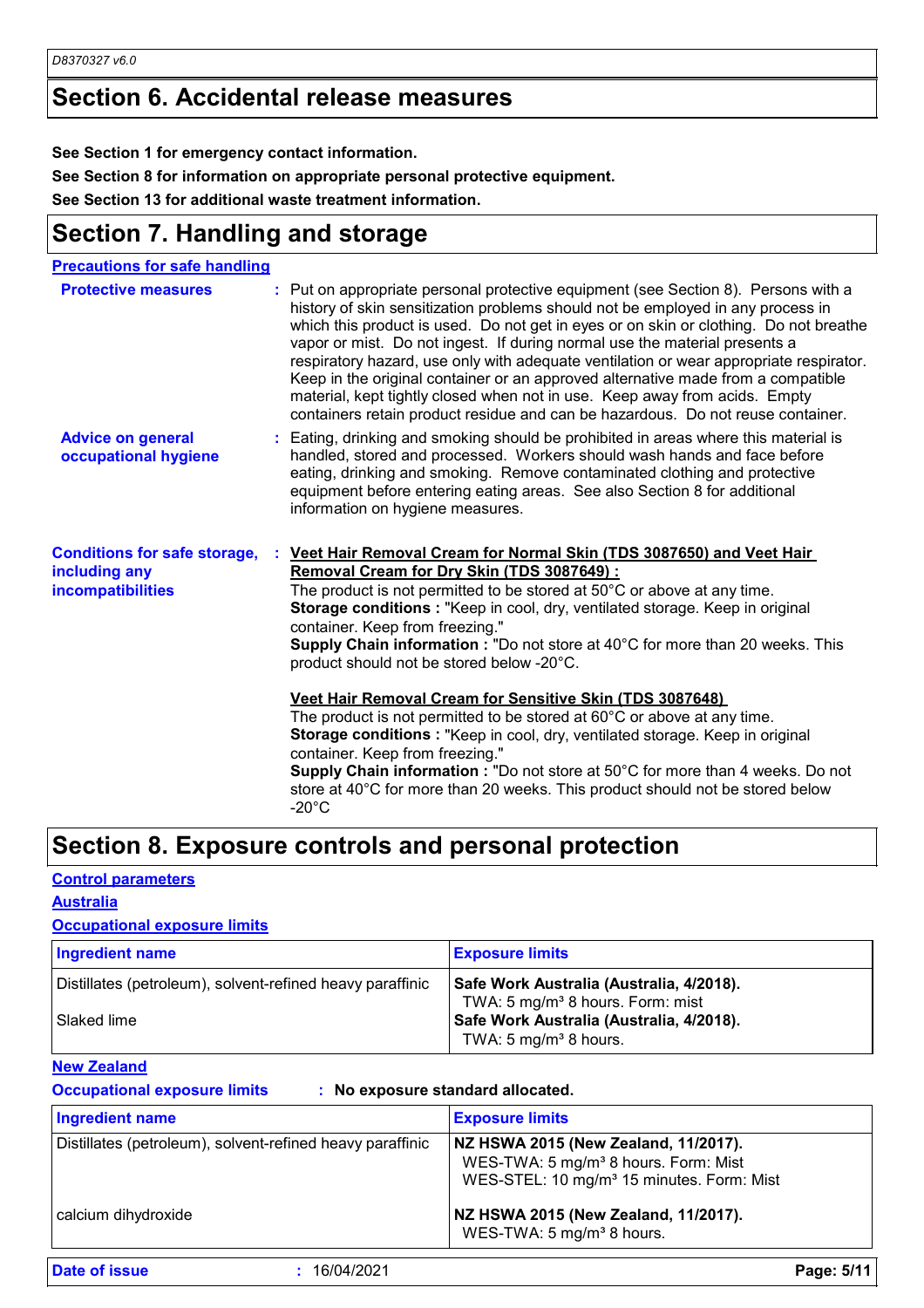## Section 6. Accidental release measures

**See Section 1 for emergency contact information.**

**See Section 8 for information on appropriate personal protective equipment.**

**See Section 13 for additional waste treatment information.**

## Section 7. Handling and storage

### Precautions for safe handling

**Protective measures** : Put on appropriate personal protective equipment (see Section 8). Persons with a history of skin sensitization problems should not be employed in any process in which this product is used. Do not get in eyes or on skin or clothing. Do not breathe vapor or mist. Do not ingest. If during normal use the material presents a respiratory hazard, use only with adequate ventilation or wear appropriate respirator. Keep in the original container or an approved alternative made from a compatible material, kept tightly closed when not in use. Keep away from acids. Empty containers retain product residue and can be hazardous. Do not reuse container.

**Advice on general occupational hygiene** : Eating, drinking and smoking should be prohibited in areas where this material is handled, stored and processed. Workers should wash hands and face before eating, drinking and smoking. Remove contaminated clothing and protective equipment before entering eating areas. See also Section 8 for additional information on hygiene measures.

**Conditions for safe storage, including any incompatibilities** : **Veet Hair Removal Cream for Normal Skin (TDS 3087650) and Veet Hair Removal Cream for Dry Skin (TDS 3087649) :**
The product is not permitted to be stored at 50°C or above at any time.
**Storage conditions :** "Keep in cool, dry, ventilated storage. Keep in original container. Keep from freezing."
**Supply Chain information :** "Do not store at 40°C for more than 20 weeks. This product should not be stored below -20°C.

**Veet Hair Removal Cream for Sensitive Skin (TDS 3087648)**
The product is not permitted to be stored at 60°C or above at any time.
**Storage conditions :** "Keep in cool, dry, ventilated storage. Keep in original container. Keep from freezing."
**Supply Chain information :** "Do not store at 50°C for more than 4 weeks. Do not store at 40°C for more than 20 weeks. This product should not be stored below -20°C

## Section 8. Exposure controls and personal protection

### Control parameters

#### Australia

**Occupational exposure limits**

| Ingredient name | Exposure limits |
| --- | --- |
| Distillates (petroleum), solvent-refined heavy paraffinic | **Safe Work Australia (Australia, 4/2018).** TWA: 5 mg/m³ 8 hours. Form: mist |
| Slaked lime | **Safe Work Australia (Australia, 4/2018).** TWA: 5 mg/m³ 8 hours. |

#### New Zealand

**Occupational exposure limits** : **No exposure standard allocated.**

| Ingredient name | Exposure limits |
| --- | --- |
| Distillates (petroleum), solvent-refined heavy paraffinic | **NZ HSWA 2015 (New Zealand, 11/2017).** WES-TWA: 5 mg/m³ 8 hours. Form: Mist WES-STEL: 10 mg/m³ 15 minutes. Form: Mist |
| calcium dihydroxide | **NZ HSWA 2015 (New Zealand, 11/2017).** WES-TWA: 5 mg/m³ 8 hours. |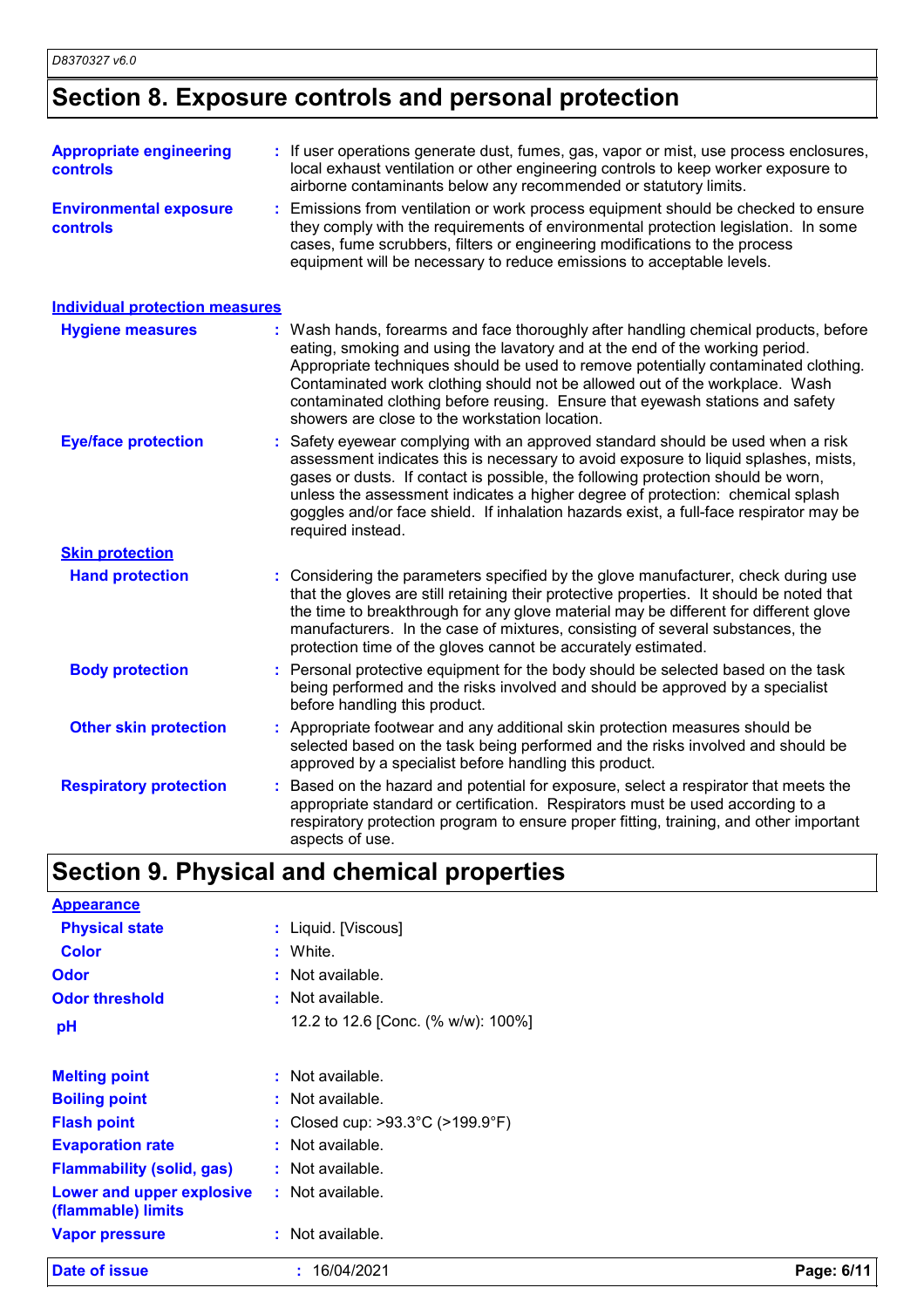## Section 8. Exposure controls and personal protection

**Appropriate engineering controls** : If user operations generate dust, fumes, gas, vapor or mist, use process enclosures, local exhaust ventilation or other engineering controls to keep worker exposure to airborne contaminants below any recommended or statutory limits.

**Environmental exposure controls** : Emissions from ventilation or work process equipment should be checked to ensure they comply with the requirements of environmental protection legislation. In some cases, fume scrubbers, filters or engineering modifications to the process equipment will be necessary to reduce emissions to acceptable levels.

### Individual protection measures

**Hygiene measures** : Wash hands, forearms and face thoroughly after handling chemical products, before eating, smoking and using the lavatory and at the end of the working period. Appropriate techniques should be used to remove potentially contaminated clothing. Contaminated work clothing should not be allowed out of the workplace. Wash contaminated clothing before reusing. Ensure that eyewash stations and safety showers are close to the workstation location.

**Eye/face protection** : Safety eyewear complying with an approved standard should be used when a risk assessment indicates this is necessary to avoid exposure to liquid splashes, mists, gases or dusts. If contact is possible, the following protection should be worn, unless the assessment indicates a higher degree of protection: chemical splash goggles and/or face shield. If inhalation hazards exist, a full-face respirator may be required instead.

#### Skin protection

**Hand protection** : Considering the parameters specified by the glove manufacturer, check during use that the gloves are still retaining their protective properties. It should be noted that the time to breakthrough for any glove material may be different for different glove manufacturers. In the case of mixtures, consisting of several substances, the protection time of the gloves cannot be accurately estimated.

**Body protection** : Personal protective equipment for the body should be selected based on the task being performed and the risks involved and should be approved by a specialist before handling this product.

**Other skin protection** : Appropriate footwear and any additional skin protection measures should be selected based on the task being performed and the risks involved and should be approved by a specialist before handling this product.

**Respiratory protection** : Based on the hazard and potential for exposure, select a respirator that meets the appropriate standard or certification. Respirators must be used according to a respiratory protection program to ensure proper fitting, training, and other important aspects of use.

## Section 9. Physical and chemical properties

### Appearance

**Physical state** : Liquid. [Viscous]

**Color** : White.

**Odor** : Not available.

**Odor threshold** : Not available.

**pH** 12.2 to 12.6 [Conc. (% w/w): 100%]

**Melting point** : Not available.

**Boiling point** : Not available.

**Flash point** : Closed cup: >93.3°C (>199.9°F)

**Evaporation rate** : Not available.

**Flammability (solid, gas)** : Not available.

**Lower and upper explosive (flammable) limits** : Not available.

**Vapor pressure** : Not available.

**Date of issue** : 16/04/2021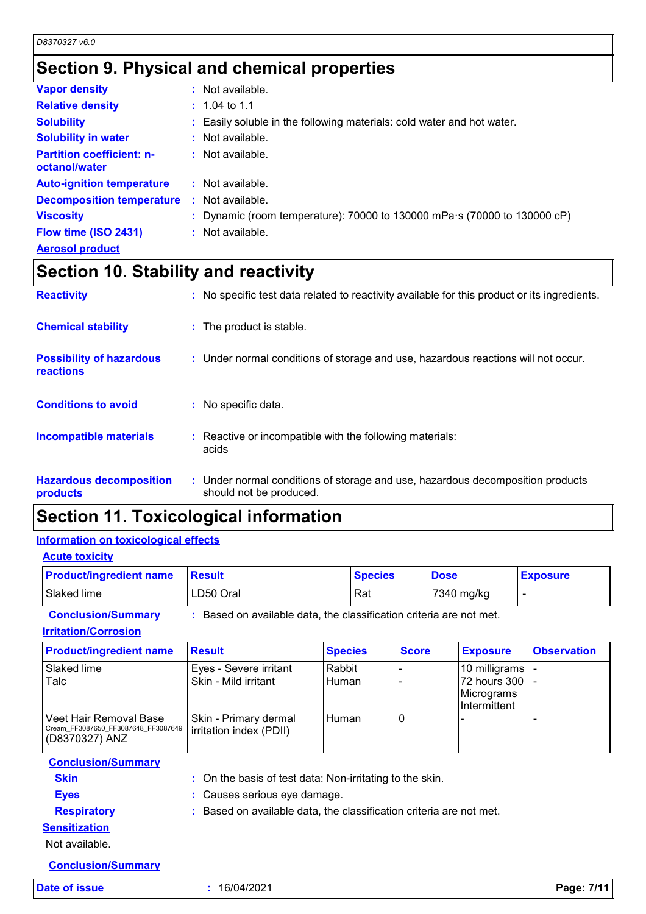# Section 9. Physical and chemical properties

**Vapor density** : Not available.

**Relative density** : 1.04 to 1.1

**Solubility** : Easily soluble in the following materials: cold water and hot water.

**Solubility in water** : Not available.

**Partition coefficient: n-octanol/water** : Not available.

**Auto-ignition temperature** : Not available.

**Decomposition temperature** : Not available.

**Viscosity** : Dynamic (room temperature): 70000 to 130000 mPa·s (70000 to 130000 cP)

**Flow time (ISO 2431)** : Not available.

**Aerosol product**

# Section 10. Stability and reactivity

**Reactivity** : No specific test data related to reactivity available for this product or its ingredients.

**Chemical stability** : The product is stable.

**Possibility of hazardous reactions** : Under normal conditions of storage and use, hazardous reactions will not occur.

**Conditions to avoid** : No specific data.

**Incompatible materials** : Reactive or incompatible with the following materials: acids

**Hazardous decomposition products** : Under normal conditions of storage and use, hazardous decomposition products should not be produced.

# Section 11. Toxicological information

## Information on toxicological effects

### Acute toxicity

| Product/ingredient name | Result | Species | Dose | Exposure |
|---|---|---|---|---|
| Slaked lime | LD50 Oral | Rat | 7340 mg/kg | - |

**Conclusion/Summary** : Based on available data, the classification criteria are not met.

### Irritation/Corrosion

| Product/ingredient name | Result | Species | Score | Exposure | Observation |
|---|---|---|---|---|---|
| Slaked lime | Eyes - Severe irritant | Rabbit | - | 10 milligrams | - |
| Talc | Skin - Mild irritant | Human | - | 72 hours 300 Micrograms Intermittent | - |
| Veet Hair Removal Base Cream_FF3087650_FF3087648_FF3087649 (D8370327) ANZ | Skin - Primary dermal irritation index (PDII) | Human | 0 | - | - |

**Conclusion/Summary**

**Skin** : On the basis of test data: Non-irritating to the skin.

**Eyes** : Causes serious eye damage.

**Respiratory** : Based on available data, the classification criteria are not met.

### Sensitization

Not available.

**Conclusion/Summary**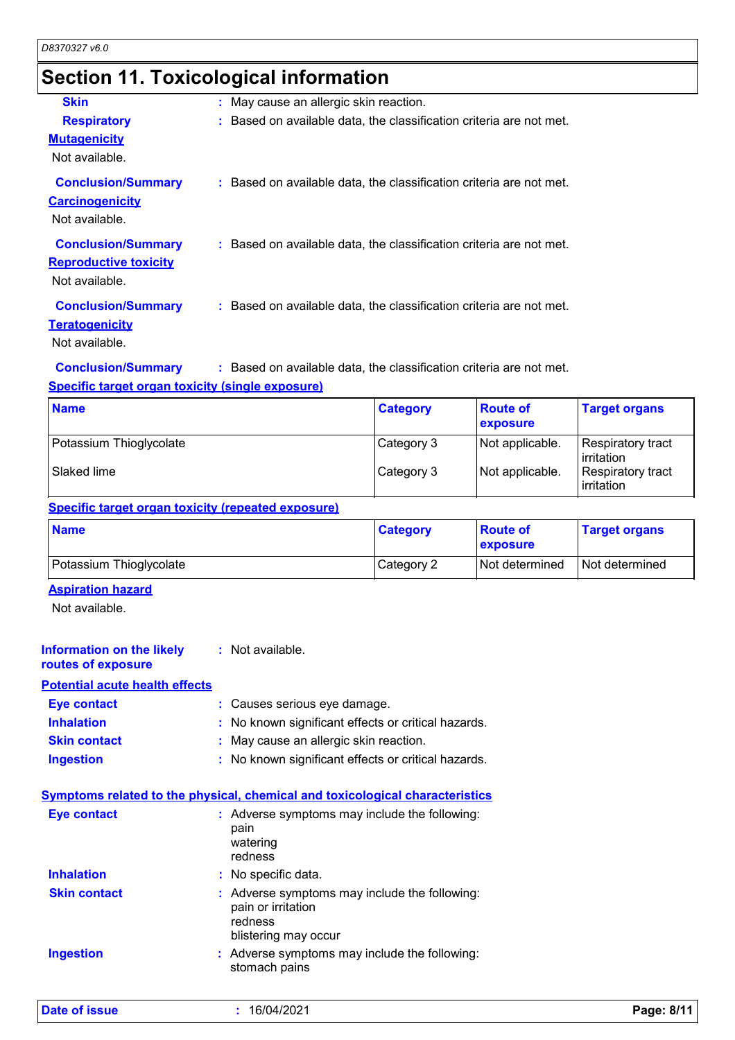# Section 11. Toxicological information

**Skin** : May cause an allergic skin reaction.

**Respiratory** : Based on available data, the classification criteria are not met.

**Mutagenicity**

Not available.

**Conclusion/Summary** : Based on available data, the classification criteria are not met.

**Carcinogenicity**

Not available.

**Conclusion/Summary** : Based on available data, the classification criteria are not met.

**Reproductive toxicity**

Not available.

**Conclusion/Summary** : Based on available data, the classification criteria are not met.

**Teratogenicity**

Not available.

**Conclusion/Summary** : Based on available data, the classification criteria are not met.

**Specific target organ toxicity (single exposure)**

| Name | Category | Route of exposure | Target organs |
|---|---|---|---|
| Potassium Thioglycolate | Category 3 | Not applicable. | Respiratory tract irritation |
| Slaked lime | Category 3 | Not applicable. | Respiratory tract irritation |

**Specific target organ toxicity (repeated exposure)**

| Name | Category | Route of exposure | Target organs |
|---|---|---|---|
| Potassium Thioglycolate | Category 2 | Not determined | Not determined |

**Aspiration hazard**

Not available.

**Information on the likely routes of exposure** : Not available.

**Potential acute health effects**

**Eye contact** : Causes serious eye damage.

**Inhalation** : No known significant effects or critical hazards.

**Skin contact** : May cause an allergic skin reaction.

**Ingestion** : No known significant effects or critical hazards.

**Symptoms related to the physical, chemical and toxicological characteristics**

**Eye contact** : Adverse symptoms may include the following:
pain
watering
redness

**Inhalation** : No specific data.

**Skin contact** : Adverse symptoms may include the following:
pain or irritation
redness
blistering may occur

**Ingestion** : Adverse symptoms may include the following:
stomach pains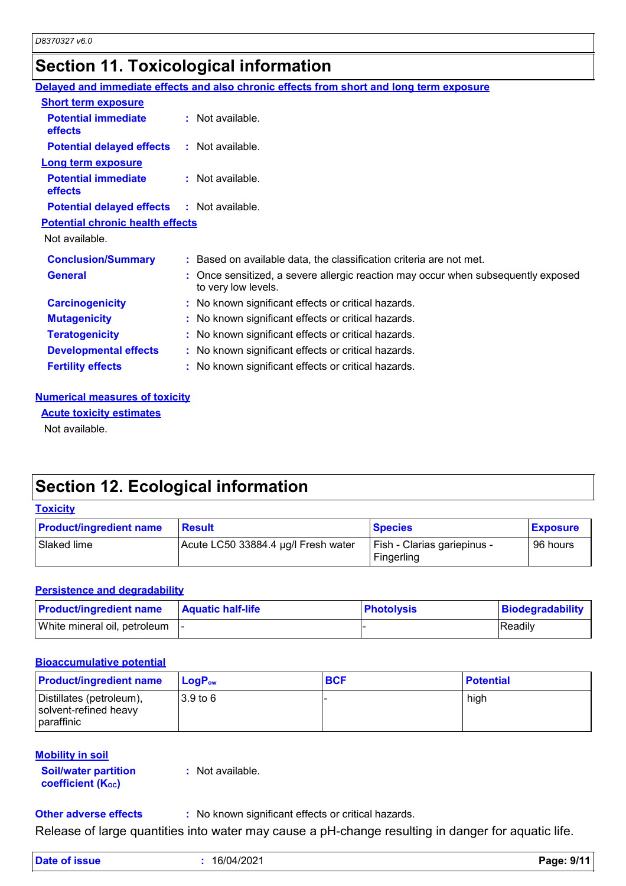# Section 11. Toxicological information

**Delayed and immediate effects and also chronic effects from short and long term exposure**

**Short term exposure**

**Potential immediate effects** : Not available.

**Potential delayed effects** : Not available.

**Long term exposure**

**Potential immediate effects** : Not available.

**Potential delayed effects** : Not available.

**Potential chronic health effects**

Not available.

**Conclusion/Summary** : Based on available data, the classification criteria are not met.

**General** : Once sensitized, a severe allergic reaction may occur when subsequently exposed to very low levels.

**Carcinogenicity** : No known significant effects or critical hazards.

**Mutagenicity** : No known significant effects or critical hazards.

**Teratogenicity** : No known significant effects or critical hazards.

**Developmental effects** : No known significant effects or critical hazards.

**Fertility effects** : No known significant effects or critical hazards.

**Numerical measures of toxicity**

**Acute toxicity estimates**

Not available.

# Section 12. Ecological information

**Toxicity**

| Product/ingredient name | Result | Species | Exposure |
|---|---|---|---|
| Slaked lime | Acute LC50 33884.4 µg/l Fresh water | Fish - Clarias gariepinus - Fingerling | 96 hours |

**Persistence and degradability**

| Product/ingredient name | Aquatic half-life | Photolysis | Biodegradability |
|---|---|---|---|
| White mineral oil, petroleum | - | - | Readily |

**Bioaccumulative potential**

| Product/ingredient name | $LogP_{ow}$ | BCF | Potential |
|---|---|---|---|
| Distillates (petroleum), solvent-refined heavy paraffinic | 3.9 to 6 | - | high |

**Mobility in soil**

**Soil/water partition coefficient ($K_{OC}$)** : Not available.

**Other adverse effects** : No known significant effects or critical hazards.

Release of large quantities into water may cause a pH-change resulting in danger for aquatic life.

**Date of issue** : 16/04/2021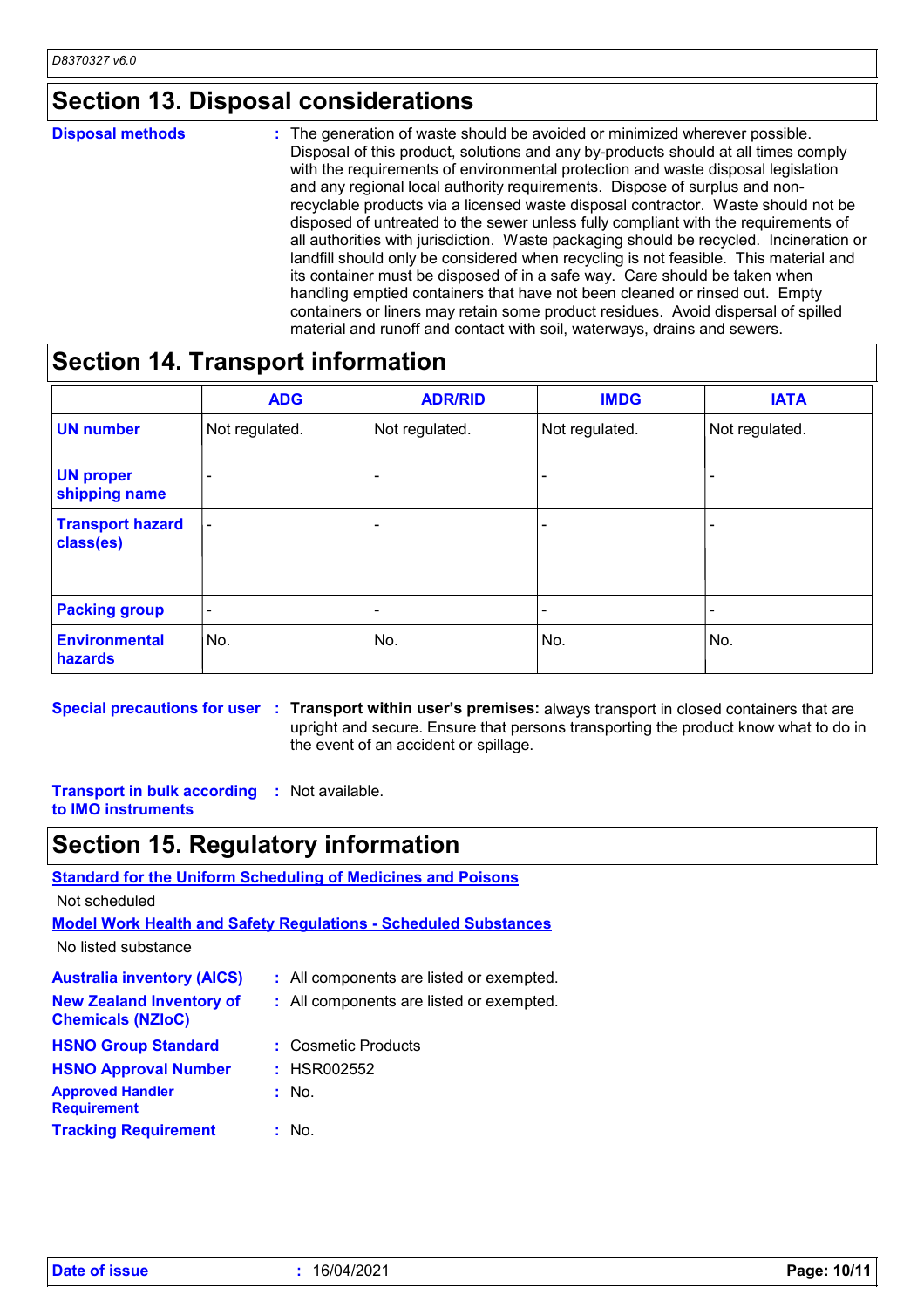## Section 13. Disposal considerations

**Disposal methods** : The generation of waste should be avoided or minimized wherever possible. Disposal of this product, solutions and any by-products should at all times comply with the requirements of environmental protection and waste disposal legislation and any regional local authority requirements. Dispose of surplus and non-recyclable products via a licensed waste disposal contractor. Waste should not be disposed of untreated to the sewer unless fully compliant with the requirements of all authorities with jurisdiction. Waste packaging should be recycled. Incineration or landfill should only be considered when recycling is not feasible. This material and its container must be disposed of in a safe way. Care should be taken when handling emptied containers that have not been cleaned or rinsed out. Empty containers or liners may retain some product residues. Avoid dispersal of spilled material and runoff and contact with soil, waterways, drains and sewers.

## Section 14. Transport information

| | ADG | ADR/RID | IMDG | IATA |
|---|---|---|---|---|
| **UN number** | Not regulated. | Not regulated. | Not regulated. | Not regulated. |
| **UN proper shipping name** | - | - | - | - |
| **Transport hazard class(es)** | - | - | - | - |
| **Packing group** | - | - | - | - |
| **Environmental hazards** | No. | No. | No. | No. |

**Special precautions for user** : **Transport within user's premises:** always transport in closed containers that are upright and secure. Ensure that persons transporting the product know what to do in the event of an accident or spillage.

**Transport in bulk according to IMO instruments** : Not available.

## Section 15. Regulatory information

**Standard for the Uniform Scheduling of Medicines and Poisons**

Not scheduled

**Model Work Health and Safety Regulations - Scheduled Substances**

No listed substance

**Australia inventory (AICS)** : All components are listed or exempted.

**New Zealand Inventory of Chemicals (NZIoC)** : All components are listed or exempted.

**HSNO Group Standard** : Cosmetic Products

**HSNO Approval Number** : HSR002552

**Approved Handler Requirement** : No.

**Tracking Requirement** : No.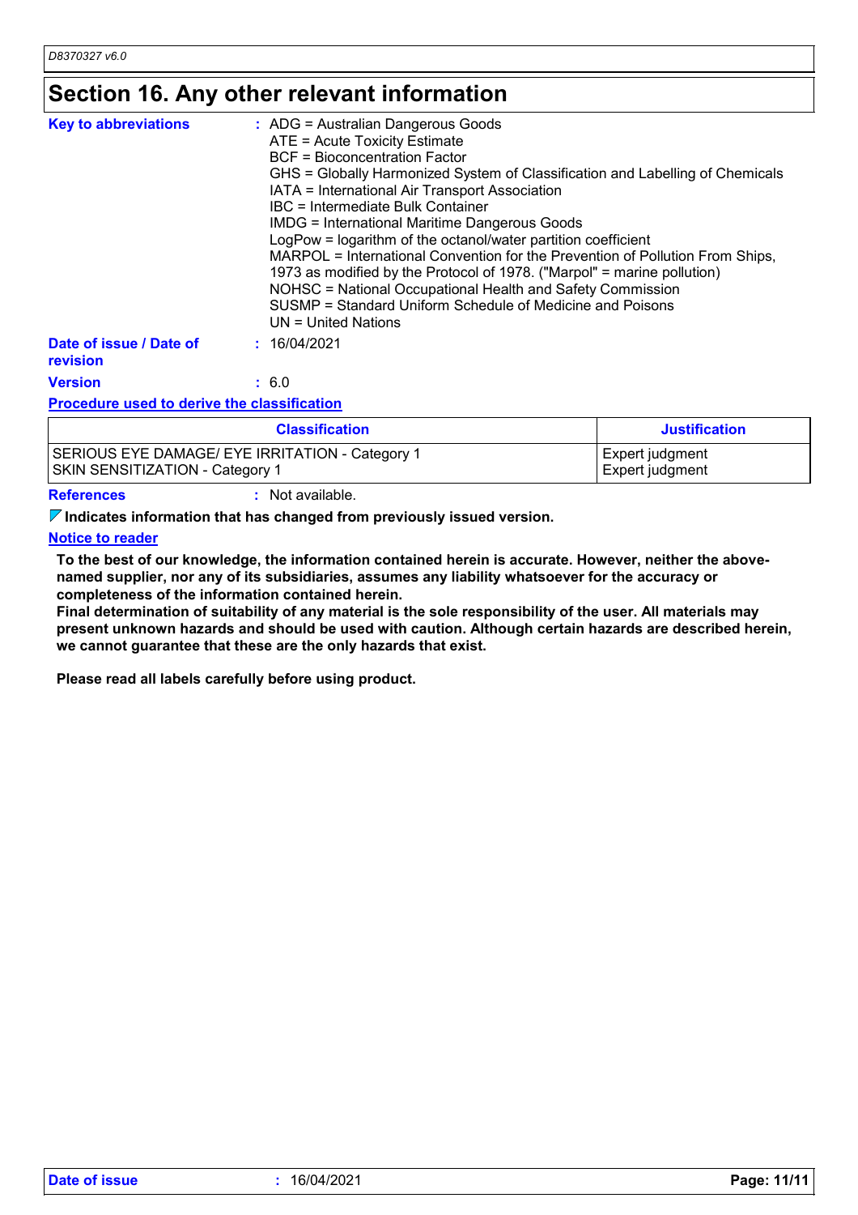## Section 16. Any other relevant information

**Key to abbreviations** : ADG = Australian Dangerous Goods
ATE = Acute Toxicity Estimate
BCF = Bioconcentration Factor
GHS = Globally Harmonized System of Classification and Labelling of Chemicals
IATA = International Air Transport Association
IBC = Intermediate Bulk Container
IMDG = International Maritime Dangerous Goods
LogPow = logarithm of the octanol/water partition coefficient
MARPOL = International Convention for the Prevention of Pollution From Ships, 1973 as modified by the Protocol of 1978. ("Marpol" = marine pollution)
NOHSC = National Occupational Health and Safety Commission
SUSMP = Standard Uniform Schedule of Medicine and Poisons
UN = United Nations

**Date of issue / Date of revision** : 16/04/2021

**Version** : 6.0

**Procedure used to derive the classification**

| Classification | Justification |
|---|---|
| SERIOUS EYE DAMAGE/ EYE IRRITATION - Category 1 | Expert judgment |
| SKIN SENSITIZATION - Category 1 | Expert judgment |

**References** : Not available.

**Indicates information that has changed from previously issued version.**

**Notice to reader**

**To the best of our knowledge, the information contained herein is accurate. However, neither the above-named supplier, nor any of its subsidiaries, assumes any liability whatsoever for the accuracy or completeness of the information contained herein.**
**Final determination of suitability of any material is the sole responsibility of the user. All materials may present unknown hazards and should be used with caution. Although certain hazards are described herein, we cannot guarantee that these are the only hazards that exist.**

**Please read all labels carefully before using product.**